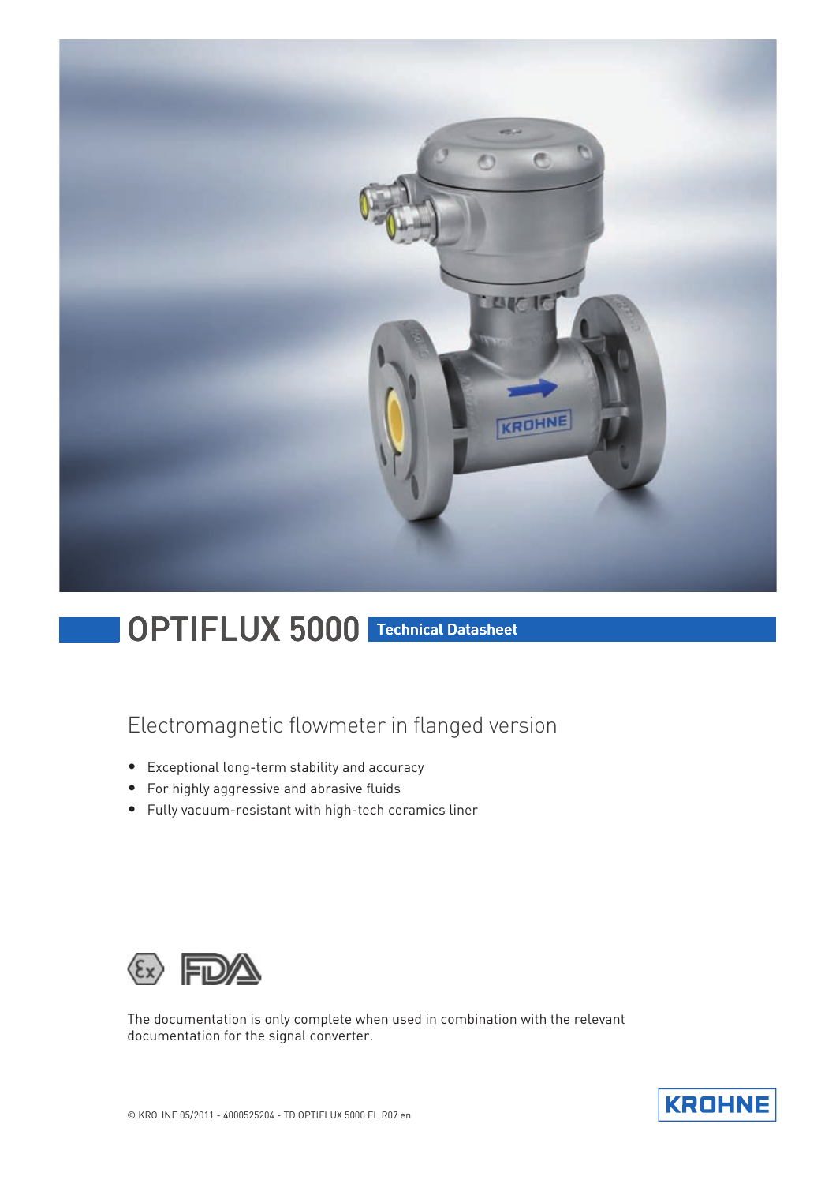# OPTIFLUX 5000 Technical Datasheet

## Electromagnetic flowmeter in flanged version

- Exceptional long-term stability and accuracy
- For highly aggressive and abrasive fluids
- Fully vacuum-resistant with high-tech ceramics liner

The documentation is only complete when used in combination with the relevant documentation for the signal converter.

© KROHNE 05/2011 - 4000525204 - TD OPTIFLUX 5000 FL R07 en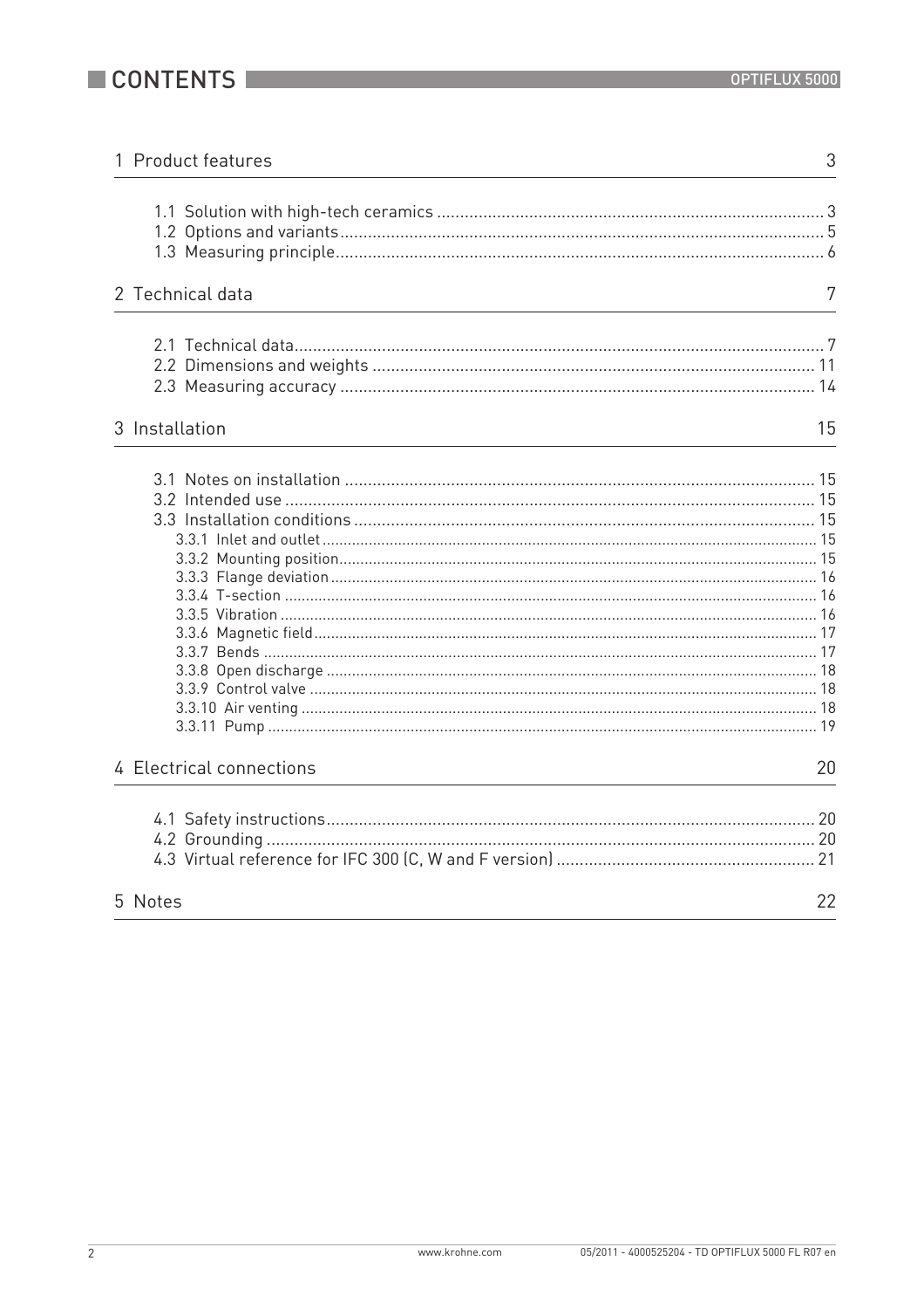# CONTENTS

1 Product features 3

- 1.1 Solution with high-tech ceramics ... 3
- 1.2 Options and variants ... 5
- 1.3 Measuring principle ... 6

2 Technical data 7

- 2.1 Technical data ... 7
- 2.2 Dimensions and weights ... 11
- 2.3 Measuring accuracy ... 14

3 Installation 15

- 3.1 Notes on installation ... 15
- 3.2 Intended use ... 15
- 3.3 Installation conditions ... 15
  - 3.3.1 Inlet and outlet ... 15
  - 3.3.2 Mounting position ... 15
  - 3.3.3 Flange deviation ... 16
  - 3.3.4 T-section ... 16
  - 3.3.5 Vibration ... 16
  - 3.3.6 Magnetic field ... 17
  - 3.3.7 Bends ... 17
  - 3.3.8 Open discharge ... 18
  - 3.3.9 Control valve ... 18
  - 3.3.10 Air venting ... 18
  - 3.3.11 Pump ... 19

4 Electrical connections 20

- 4.1 Safety instructions ... 20
- 4.2 Grounding ... 20
- 4.3 Virtual reference for IFC 300 (C, W and F version) ... 21

5 Notes 22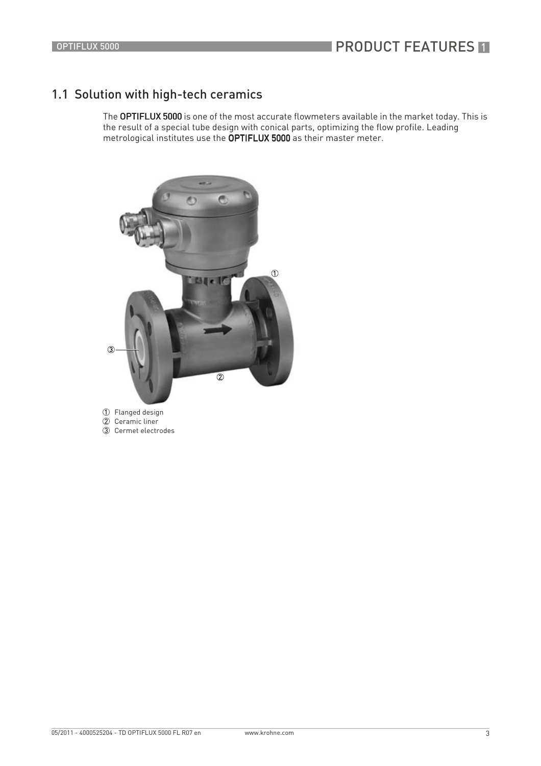## 1.1 Solution with high-tech ceramics

The **OPTIFLUX 5000** is one of the most accurate flowmeters available in the market today. This is the result of a special tube design with conical parts, optimizing the flow profile. Leading metrological institutes use the **OPTIFLUX 5000** as their master meter.

① Flanged design
② Ceramic liner
③ Cermet electrodes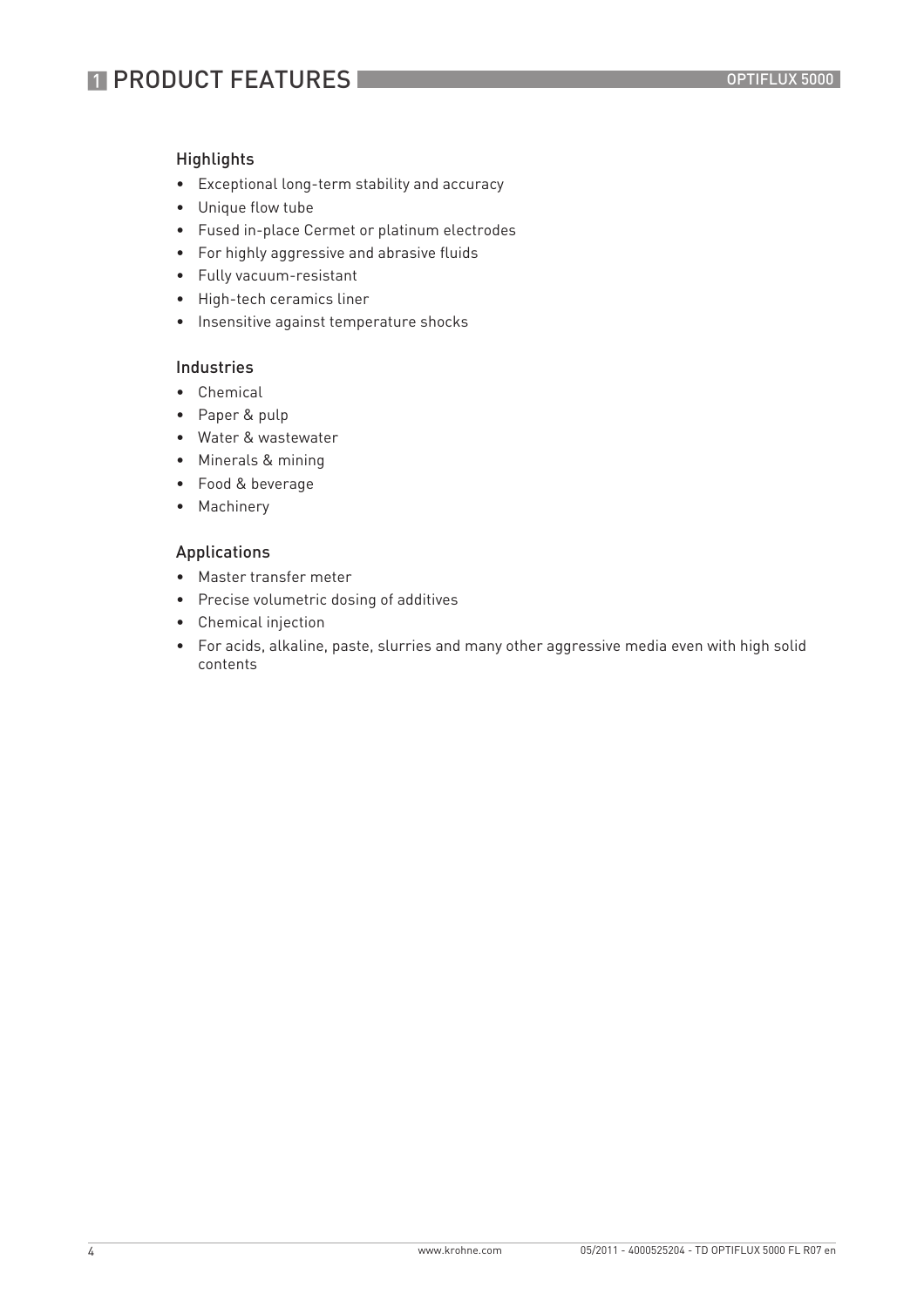# 1 PRODUCT FEATURES

### Highlights

- Exceptional long-term stability and accuracy
- Unique flow tube
- Fused in-place Cermet or platinum electrodes
- For highly aggressive and abrasive fluids
- Fully vacuum-resistant
- High-tech ceramics liner
- Insensitive against temperature shocks

### Industries

- Chemical
- Paper & pulp
- Water & wastewater
- Minerals & mining
- Food & beverage
- Machinery

### Applications

- Master transfer meter
- Precise volumetric dosing of additives
- Chemical injection
- For acids, alkaline, paste, slurries and many other aggressive media even with high solid contents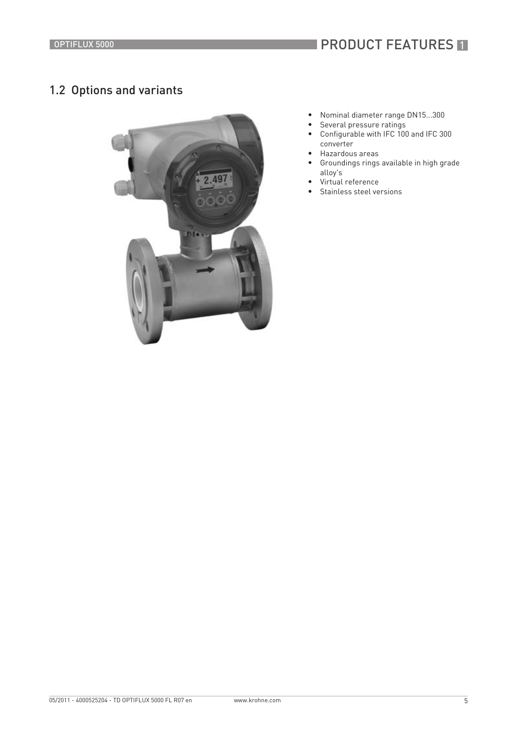## 1.2 Options and variants

- Nominal diameter range DN15...300
- Several pressure ratings
- Configurable with IFC 100 and IFC 300 converter
- Hazardous areas
- Groundings rings available in high grade alloy's
- Virtual reference
- Stainless steel versions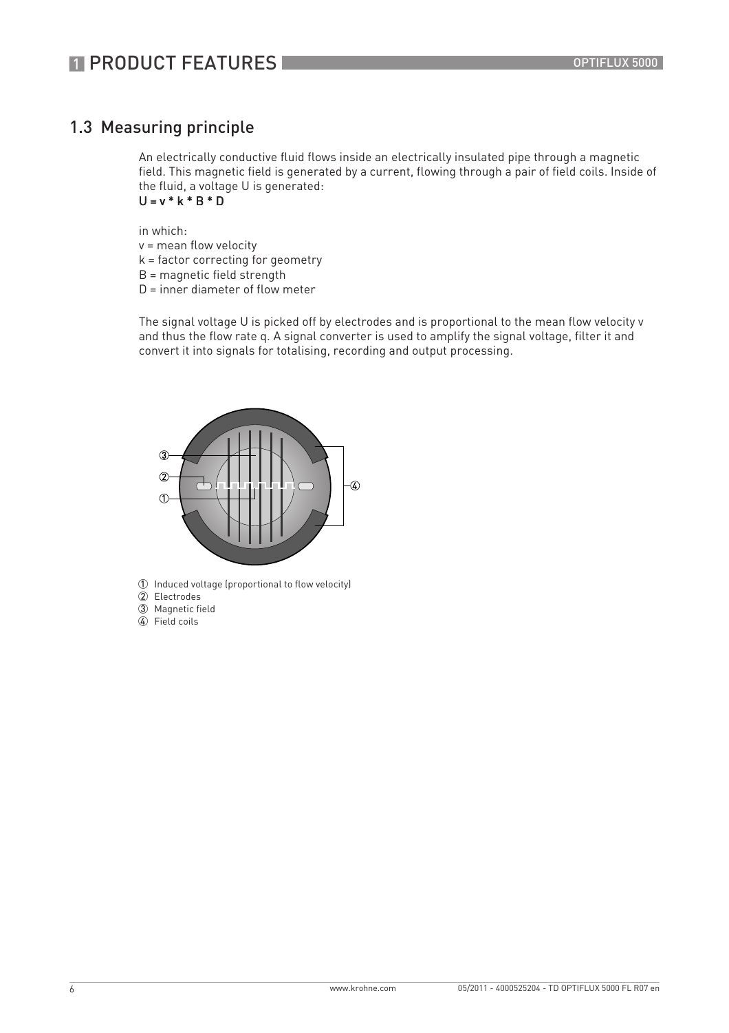## 1.3 Measuring principle

An electrically conductive fluid flows inside an electrically insulated pipe through a magnetic field. This magnetic field is generated by a current, flowing through a pair of field coils. Inside of the fluid, a voltage U is generated:

$$U = v * k * B * D$$

in which:
v = mean flow velocity
k = factor correcting for geometry
B = magnetic field strength
D = inner diameter of flow meter

The signal voltage U is picked off by electrodes and is proportional to the mean flow velocity v and thus the flow rate q. A signal converter is used to amplify the signal voltage, filter it and convert it into signals for totalising, recording and output processing.

① Induced voltage (proportional to flow velocity)
② Electrodes
③ Magnetic field
④ Field coils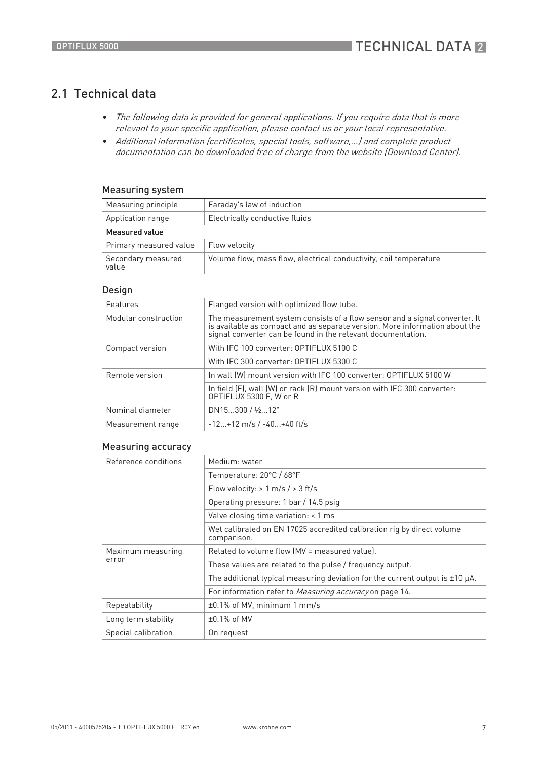## 2.1 Technical data

- *The following data is provided for general applications. If you require data that is more relevant to your specific application, please contact us or your local representative.*
- *Additional information (certificates, special tools, software,...) and complete product documentation can be downloaded free of charge from the website (Download Center).*

### Measuring system

| | |
|---|---|
| Measuring principle | Faraday's law of induction |
| Application range | Electrically conductive fluids |
| **Measured value** | |
| Primary measured value | Flow velocity |
| Secondary measured value | Volume flow, mass flow, electrical conductivity, coil temperature |

### Design

| | |
|---|---|
| Features | Flanged version with optimized flow tube. |
| Modular construction | The measurement system consists of a flow sensor and a signal converter. It is available as compact and as separate version. More information about the signal converter can be found in the relevant documentation. |
| Compact version | With IFC 100 converter: OPTIFLUX 5100 C |
| | With IFC 300 converter: OPTIFLUX 5300 C |
| Remote version | In wall (W) mount version with IFC 100 converter: OPTIFLUX 5100 W |
| | In field (F), wall (W) or rack (R) mount version with IFC 300 converter: OPTIFLUX 5300 F, W or R |
| Nominal diameter | DN15...300 / ½...12" |
| Measurement range | -12...+12 m/s / -40...+40 ft/s |

### Measuring accuracy

| | |
|---|---|
| Reference conditions | Medium: water |
| | Temperature: 20°C / 68°F |
| | Flow velocity: > 1 m/s / > 3 ft/s |
| | Operating pressure: 1 bar / 14.5 psig |
| | Valve closing time variation: < 1 ms |
| | Wet calibrated on EN 17025 accredited calibration rig by direct volume comparison. |
| Maximum measuring error | Related to volume flow (MV = measured value). |
| | These values are related to the pulse / frequency output. |
| | The additional typical measuring deviation for the current output is ±10 μA. |
| | For information refer to *Measuring accuracy* on page 14. |
| Repeatability | ±0.1% of MV, minimum 1 mm/s |
| Long term stability | ±0.1% of MV |
| Special calibration | On request |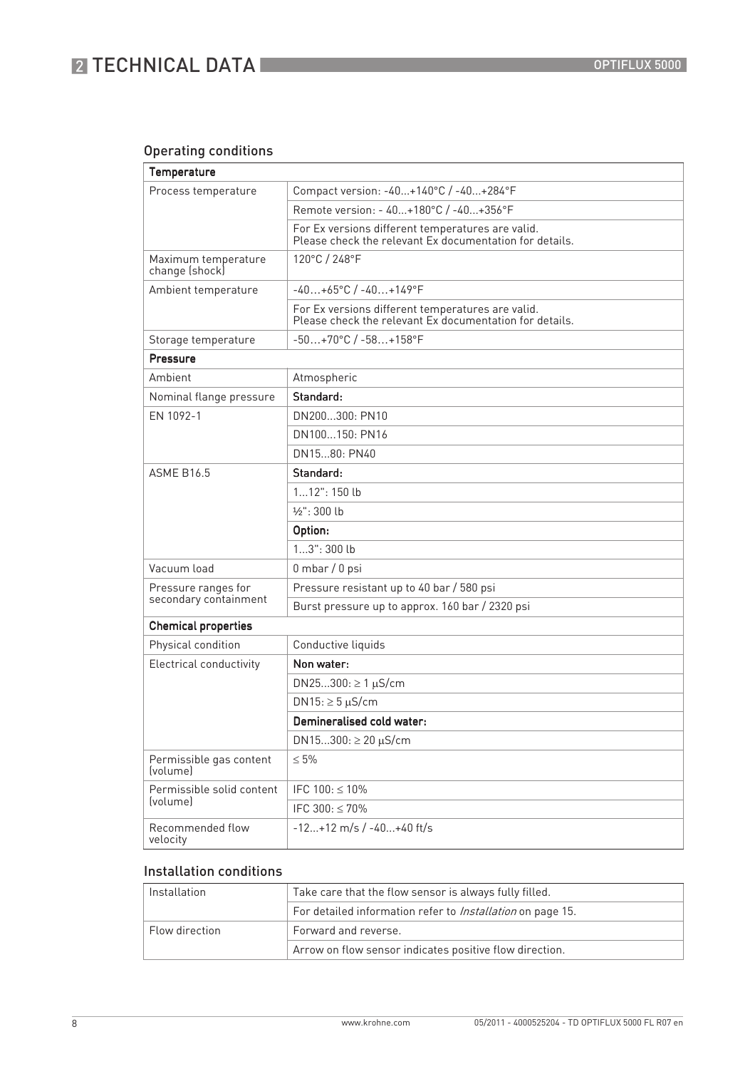## Operating conditions

| | |
|---|---|
| **Temperature** | |
| Process temperature | Compact version: -40...+140°C / -40...+284°F |
| | Remote version: - 40...+180°C / -40...+356°F |
| | For Ex versions different temperatures are valid. Please check the relevant Ex documentation for details. |
| Maximum temperature change (shock) | 120°C / 248°F |
| Ambient temperature | -40…+65°C / -40…+149°F |
| | For Ex versions different temperatures are valid. Please check the relevant Ex documentation for details. |
| Storage temperature | -50…+70°C / -58…+158°F |
| **Pressure** | |
| Ambient | Atmospheric |
| Nominal flange pressure | **Standard:** |
| EN 1092-1 | DN200...300: PN10 |
| | DN100...150: PN16 |
| | DN15...80: PN40 |
| ASME B16.5 | **Standard:** |
| | 1...12": 150 lb |
| | ½": 300 lb |
| | **Option:** |
| | 1...3": 300 lb |
| Vacuum load | 0 mbar / 0 psi |
| Pressure ranges for secondary containment | Pressure resistant up to 40 bar / 580 psi |
| | Burst pressure up to approx. 160 bar / 2320 psi |
| **Chemical properties** | |
| Physical condition | Conductive liquids |
| Electrical conductivity | **Non water:** |
| | DN25...300: ≥ 1 μS/cm |
| | DN15: ≥ 5 μS/cm |
| | **Demineralised cold water:** |
| | DN15...300: ≥ 20 μS/cm |
| Permissible gas content (volume) | ≤ 5% |
| Permissible solid content (volume) | IFC 100: ≤ 10% |
| | IFC 300: ≤ 70% |
| Recommended flow velocity | -12...+12 m/s / -40...+40 ft/s |

## Installation conditions

| | |
|---|---|
| Installation | Take care that the flow sensor is always fully filled. |
| | For detailed information refer to *Installation* on page 15. |
| Flow direction | Forward and reverse. |
| | Arrow on flow sensor indicates positive flow direction. |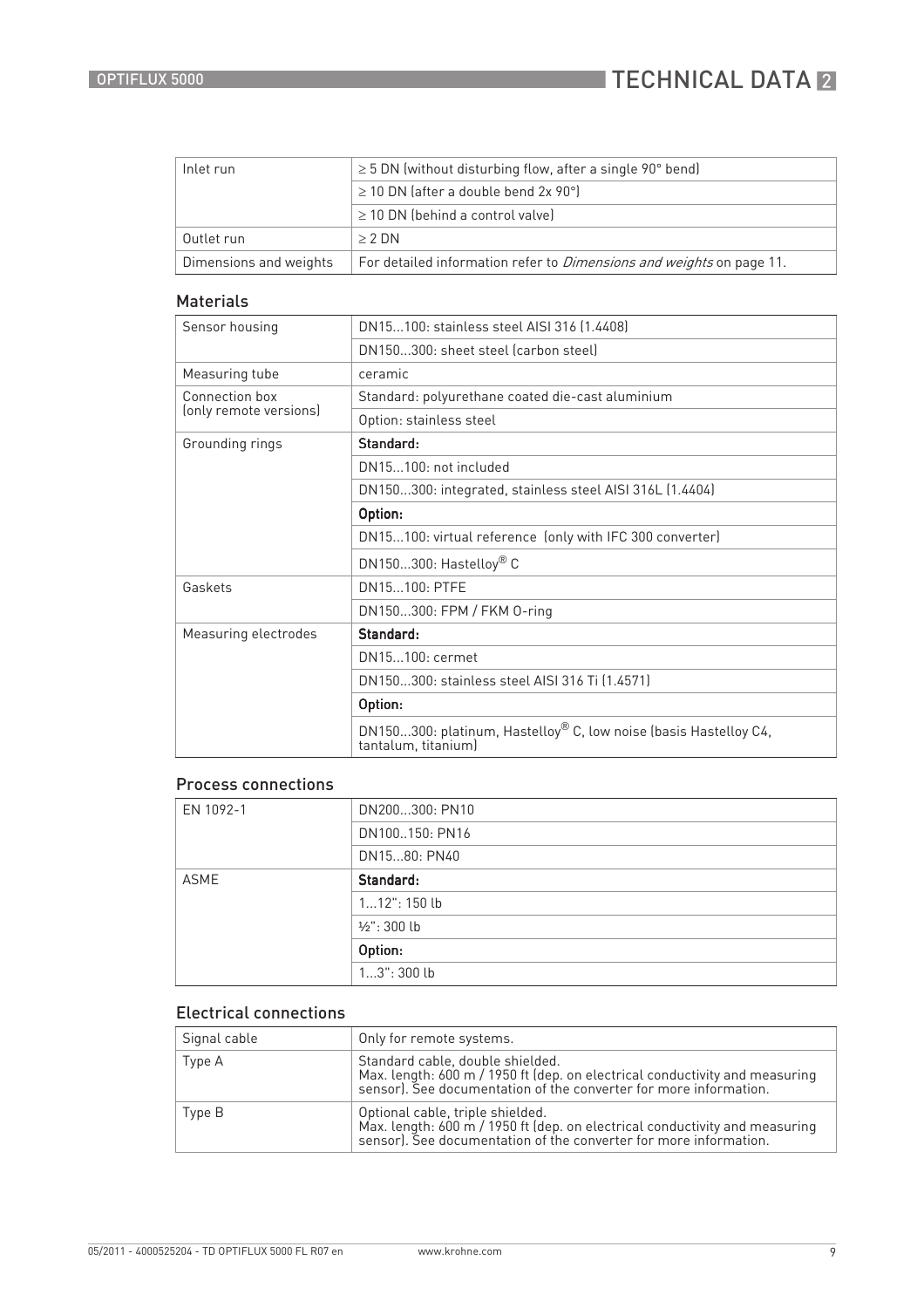| | |
|---|---|
| Inlet run | ≥ 5 DN (without disturbing flow, after a single 90° bend) |
| | ≥ 10 DN (after a double bend 2x 90°) |
| | ≥ 10 DN (behind a control valve) |
| Outlet run | ≥ 2 DN |
| Dimensions and weights | For detailed information refer to *Dimensions and weights* on page 11. |

### Materials

| | |
|---|---|
| Sensor housing | DN15...100: stainless steel AISI 316 (1.4408) |
| | DN150...300: sheet steel (carbon steel) |
| Measuring tube | ceramic |
| Connection box (only remote versions) | Standard: polyurethane coated die-cast aluminium |
| | Option: stainless steel |
| Grounding rings | **Standard:** |
| | DN15...100: not included |
| | DN150...300: integrated, stainless steel AISI 316L (1.4404) |
| | **Option:** |
| | DN15...100: virtual reference (only with IFC 300 converter) |
| | DN150...300: Hastelloy® C |
| Gaskets | DN15...100: PTFE |
| | DN150...300: FPM / FKM O-ring |
| Measuring electrodes | **Standard:** |
| | DN15...100: cermet |
| | DN150...300: stainless steel AISI 316 Ti (1.4571) |
| | **Option:** |
| | DN150...300: platinum, Hastelloy® C, low noise (basis Hastelloy C4, tantalum, titanium) |

### Process connections

| | |
|---|---|
| EN 1092-1 | DN200...300: PN10 |
| | DN100..150: PN16 |
| | DN15...80: PN40 |
| ASME | **Standard:** |
| | 1...12": 150 lb |
| | ½": 300 lb |
| | **Option:** |
| | 1...3": 300 lb |

### Electrical connections

| | |
|---|---|
| Signal cable | Only for remote systems. |
| Type A | Standard cable, double shielded.<br>Max. length: 600 m / 1950 ft (dep. on electrical conductivity and measuring sensor). See documentation of the converter for more information. |
| Type B | Optional cable, triple shielded.<br>Max. length: 600 m / 1950 ft (dep. on electrical conductivity and measuring sensor). See documentation of the converter for more information. |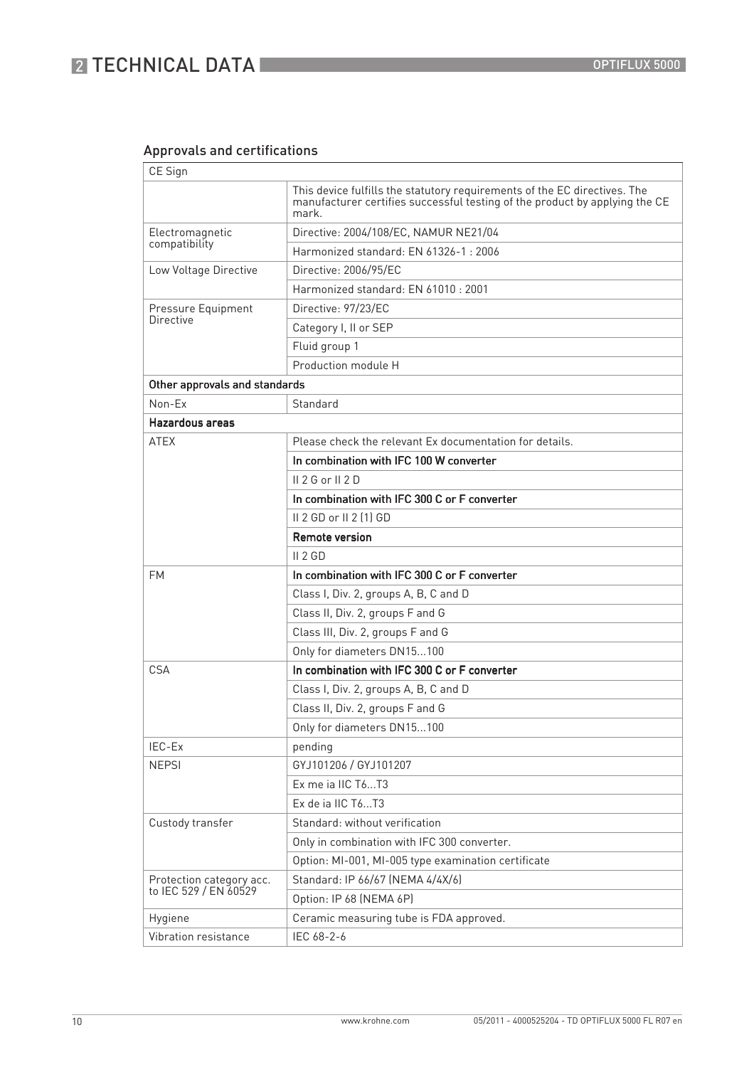## Approvals and certifications

| | |
|---|---|
| CE Sign | |
| | This device fulfills the statutory requirements of the EC directives. The manufacturer certifies successful testing of the product by applying the CE mark. |
| Electromagnetic compatibility | Directive: 2004/108/EC, NAMUR NE21/04 |
| | Harmonized standard: EN 61326-1 : 2006 |
| Low Voltage Directive | Directive: 2006/95/EC |
| | Harmonized standard: EN 61010 : 2001 |
| Pressure Equipment Directive | Directive: 97/23/EC |
| | Category I, II or SEP |
| | Fluid group 1 |
| | Production module H |
| **Other approvals and standards** | |
| Non-Ex | Standard |
| **Hazardous areas** | |
| ATEX | Please check the relevant Ex documentation for details. |
| | **In combination with IFC 100 W converter** |
| | II 2 G or II 2 D |
| | **In combination with IFC 300 C or F converter** |
| | II 2 GD or II 2 (1) GD |
| | **Remote version** |
| | II 2 GD |
| FM | **In combination with IFC 300 C or F converter** |
| | Class I, Div. 2, groups A, B, C and D |
| | Class II, Div. 2, groups F and G |
| | Class III, Div. 2, groups F and G |
| | Only for diameters DN15...100 |
| CSA | **In combination with IFC 300 C or F converter** |
| | Class I, Div. 2, groups A, B, C and D |
| | Class II, Div. 2, groups F and G |
| | Only for diameters DN15...100 |
| IEC-Ex | pending |
| NEPSI | GYJ101206 / GYJ101207 |
| | Ex me ia IIC T6...T3 |
| | Ex de ia IIC T6...T3 |
| Custody transfer | Standard: without verification |
| | Only in combination with IFC 300 converter. |
| | Option: MI-001, MI-005 type examination certificate |
| Protection category acc. to IEC 529 / EN 60529 | Standard: IP 66/67 (NEMA 4/4X/6) |
| | Option: IP 68 (NEMA 6P) |
| Hygiene | Ceramic measuring tube is FDA approved. |
| Vibration resistance | IEC 68-2-6 |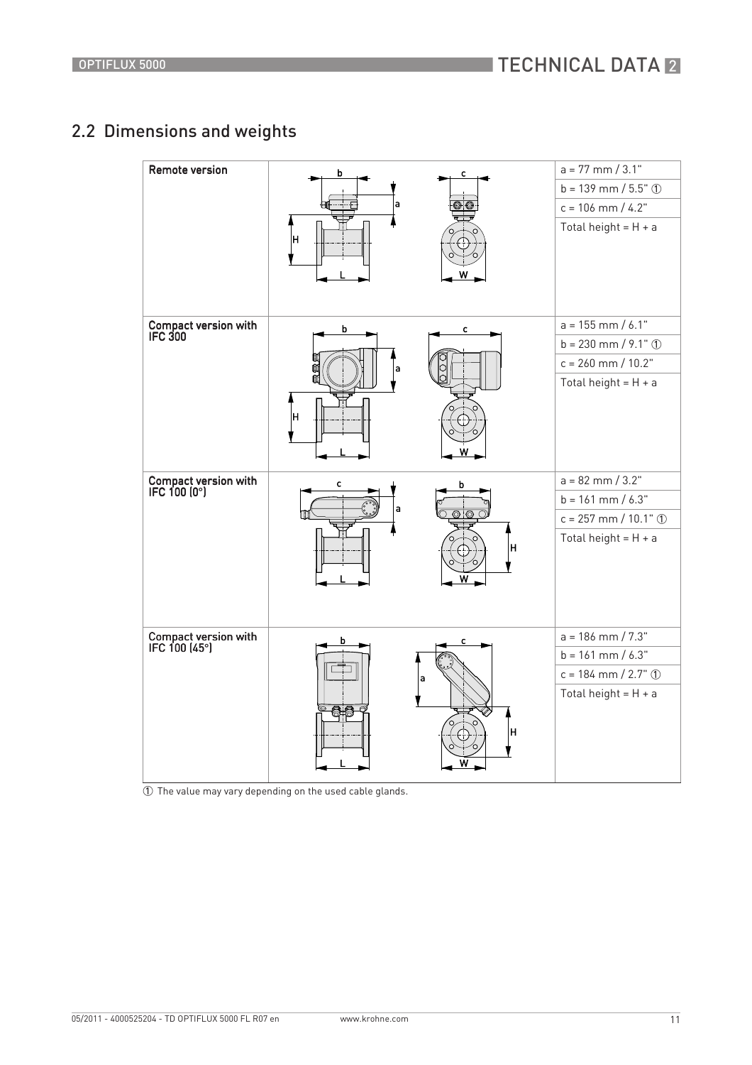## 2.2 Dimensions and weights

| | | |
|---|---|---|
| **Remote version** | | a = 77 mm / 3.1" |
| | | b = 139 mm / 5.5" ① |
| | | c = 106 mm / 4.2" |
| | | Total height = H + a |
| **Compact version with IFC 300** | | a = 155 mm / 6.1" |
| | | b = 230 mm / 9.1" ① |
| | | c = 260 mm / 10.2" |
| | | Total height = H + a |
| **Compact version with IFC 100 (0°)** | | a = 82 mm / 3.2" |
| | | b = 161 mm / 6.3" |
| | | c = 257 mm / 10.1" ① |
| | | Total height = H + a |
| **Compact version with IFC 100 (45°)** | | a = 186 mm / 7.3" |
| | | b = 161 mm / 6.3" |
| | | c = 184 mm / 2.7" ① |
| | | Total height = H + a |

① The value may vary depending on the used cable glands.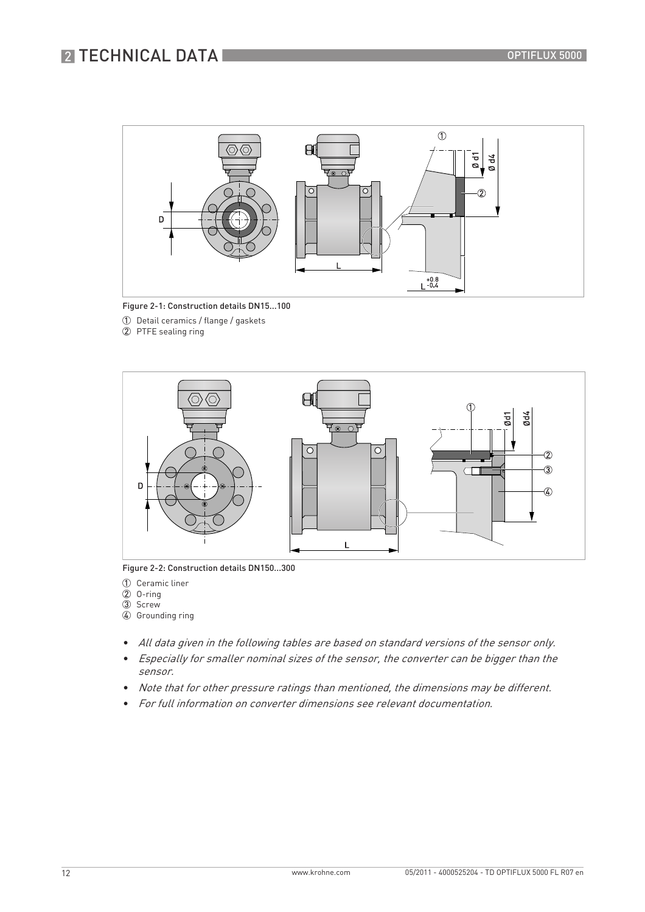Figure 2-1: Construction details DN15...100

① Detail ceramics / flange / gaskets
② PTFE sealing ring

Figure 2-2: Construction details DN150...300

① Ceramic liner
② O-ring
③ Screw
④ Grounding ring

- *All data given in the following tables are based on standard versions of the sensor only.*
- *Especially for smaller nominal sizes of the sensor, the converter can be bigger than the sensor.*
- *Note that for other pressure ratings than mentioned, the dimensions may be different.*
- *For full information on converter dimensions see relevant documentation.*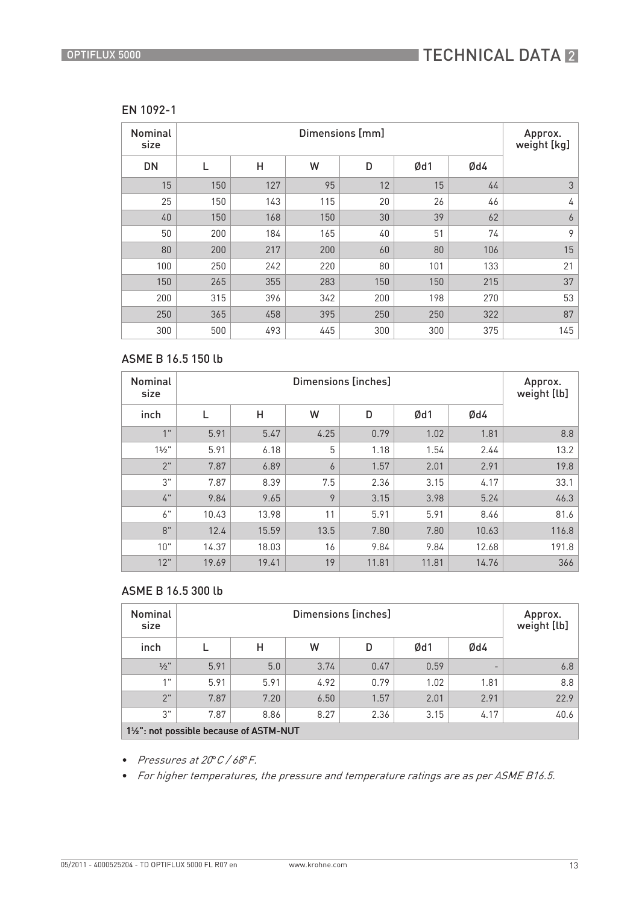### EN 1092-1

| Nominal size | Dimensions [mm] | | | | | | Approx. weight [kg] |
|---|---|---|---|---|---|---|---|
| DN | L | H | W | D | Ød1 | Ød4 | |
| 15 | 150 | 127 | 95 | 12 | 15 | 44 | 3 |
| 25 | 150 | 143 | 115 | 20 | 26 | 46 | 4 |
| 40 | 150 | 168 | 150 | 30 | 39 | 62 | 6 |
| 50 | 200 | 184 | 165 | 40 | 51 | 74 | 9 |
| 80 | 200 | 217 | 200 | 60 | 80 | 106 | 15 |
| 100 | 250 | 242 | 220 | 80 | 101 | 133 | 21 |
| 150 | 265 | 355 | 283 | 150 | 150 | 215 | 37 |
| 200 | 315 | 396 | 342 | 200 | 198 | 270 | 53 |
| 250 | 365 | 458 | 395 | 250 | 250 | 322 | 87 |
| 300 | 500 | 493 | 445 | 300 | 300 | 375 | 145 |

### ASME B 16.5 150 lb

| Nominal size | Dimensions [inches] | | | | | | Approx. weight [lb] |
|---|---|---|---|---|---|---|---|
| inch | L | H | W | D | Ød1 | Ød4 | |
| 1" | 5.91 | 5.47 | 4.25 | 0.79 | 1.02 | 1.81 | 8.8 |
| 1½" | 5.91 | 6.18 | 5 | 1.18 | 1.54 | 2.44 | 13.2 |
| 2" | 7.87 | 6.89 | 6 | 1.57 | 2.01 | 2.91 | 19.8 |
| 3" | 7.87 | 8.39 | 7.5 | 2.36 | 3.15 | 4.17 | 33.1 |
| 4" | 9.84 | 9.65 | 9 | 3.15 | 3.98 | 5.24 | 46.3 |
| 6" | 10.43 | 13.98 | 11 | 5.91 | 5.91 | 8.46 | 81.6 |
| 8" | 12.4 | 15.59 | 13.5 | 7.80 | 7.80 | 10.63 | 116.8 |
| 10" | 14.37 | 18.03 | 16 | 9.84 | 9.84 | 12.68 | 191.8 |
| 12" | 19.69 | 19.41 | 19 | 11.81 | 11.81 | 14.76 | 366 |

### ASME B 16.5 300 lb

| Nominal size | Dimensions [inches] | | | | | | Approx. weight [lb] |
|---|---|---|---|---|---|---|---|
| inch | L | H | W | D | Ød1 | Ød4 | |
| ½" | 5.91 | 5.0 | 3.74 | 0.47 | 0.59 | - | 6.8 |
| 1" | 5.91 | 5.91 | 4.92 | 0.79 | 1.02 | 1.81 | 8.8 |
| 2" | 7.87 | 7.20 | 6.50 | 1.57 | 2.01 | 2.91 | 22.9 |
| 3" | 7.87 | 8.86 | 8.27 | 2.36 | 3.15 | 4.17 | 40.6 |
| **1½": not possible because of ASTM-NUT** | | | | | | | |

- *Pressures at 20°C / 68°F.*
- *For higher temperatures, the pressure and temperature ratings are as per ASME B16.5.*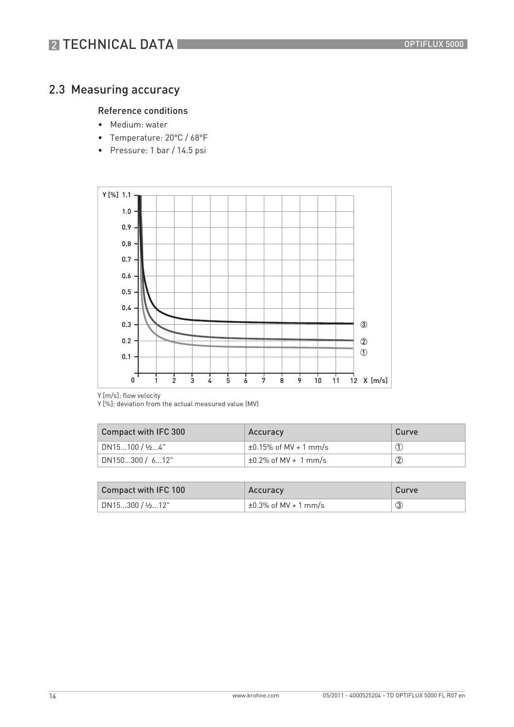## 2.3 Measuring accuracy

### Reference conditions

- Medium: water
- Temperature: 20°C / 68°F
- Pressure: 1 bar / 14.5 psi

Y [%] 1.1
1.0
0.9
0.8
0.7
0.6
0.5
0.4
0.3
0.2
0.1
0
1 2 3 4 5 6 7 8 9 10 11 12 X [m/s]
③
②
①

Y [m/s]: flow velocity
Y [%]: deviation from the actual measured value (MV)

| Compact with IFC 300 | Accuracy | Curve |
| --- | --- | --- |
| DN15...100 / ½...4" | ±0.15% of MV + 1 mm/s | ① |
| DN150...300 / 6...12" | ±0.2% of MV + 1 mm/s | ② |

| Compact with IFC 100 | Accuracy | Curve |
| --- | --- | --- |
| DN15...300 / ½...12" | ±0.3% of MV + 1 mm/s | ③ |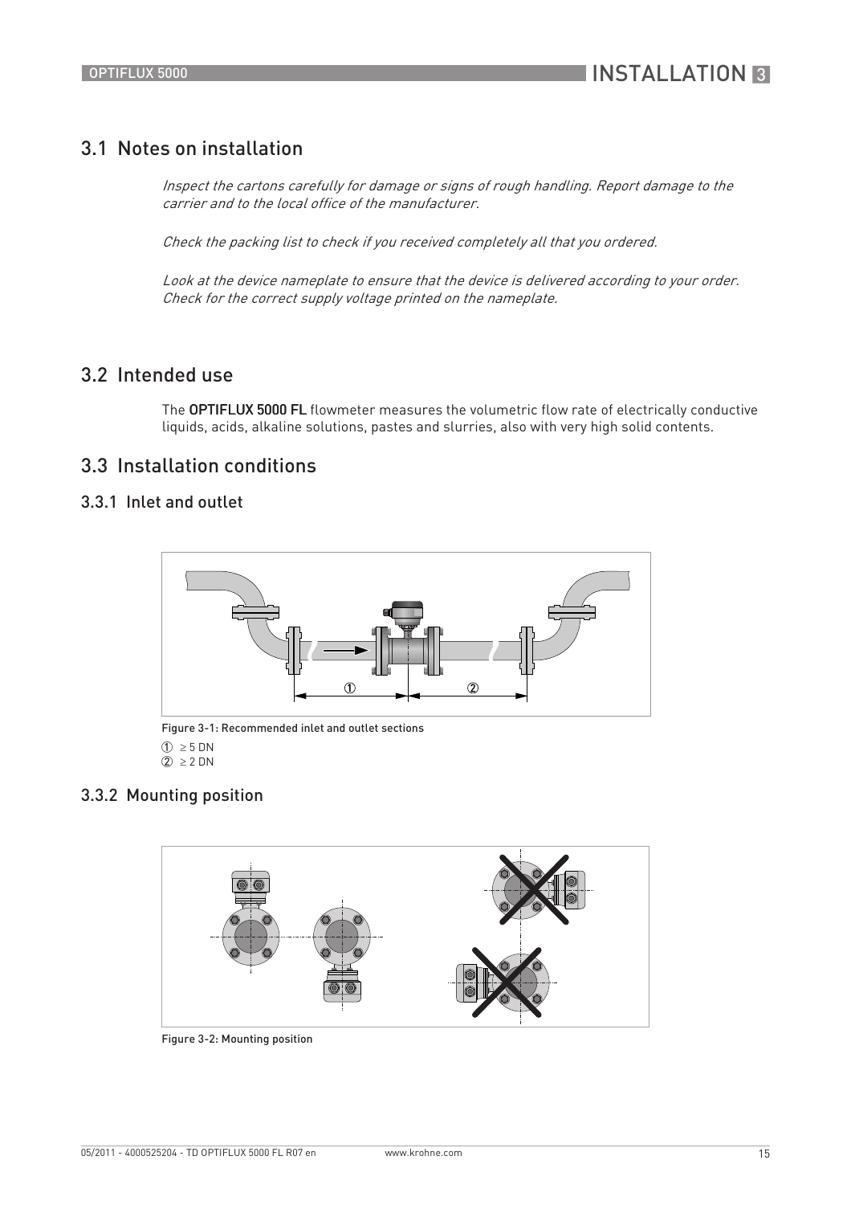## 3.1 Notes on installation

*Inspect the cartons carefully for damage or signs of rough handling. Report damage to the carrier and to the local office of the manufacturer.*

*Check the packing list to check if you received completely all that you ordered.*

*Look at the device nameplate to ensure that the device is delivered according to your order. Check for the correct supply voltage printed on the nameplate.*

## 3.2 Intended use

The **OPTIFLUX 5000 FL** flowmeter measures the volumetric flow rate of electrically conductive liquids, acids, alkaline solutions, pastes and slurries, also with very high solid contents.

## 3.3 Installation conditions

### 3.3.1 Inlet and outlet

Figure 3-1: Recommended inlet and outlet sections

① ≥ 5 DN
② ≥ 2 DN

### 3.3.2 Mounting position

Figure 3-2: Mounting position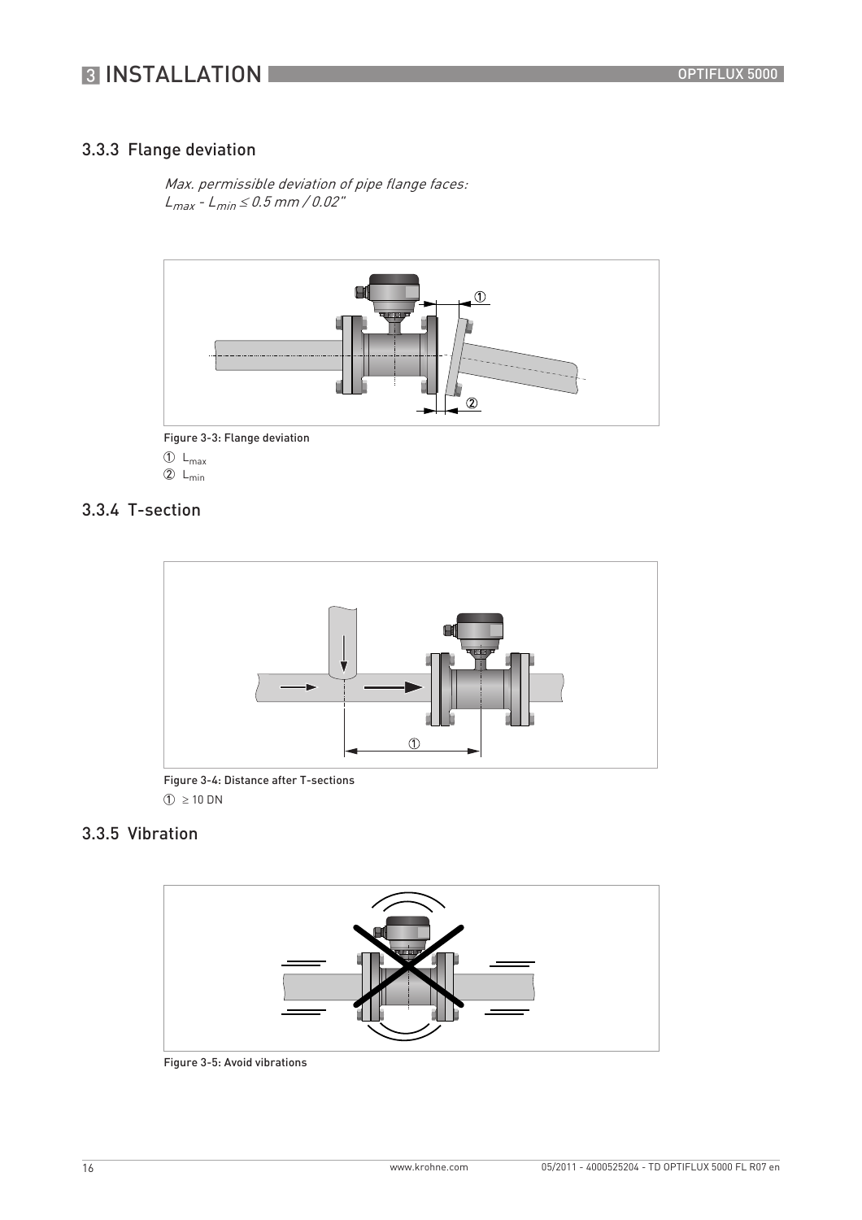### 3.3.3 Flange deviation

*Max. permissible deviation of pipe flange faces:*
$L_{max}$ - $L_{min}$ ≤ 0.5 mm / 0.02"

Figure 3-3: Flange deviation

① $L_{max}$
② $L_{min}$

### 3.3.4 T-section

Figure 3-4: Distance after T-sections

① ≥ 10 DN

### 3.3.5 Vibration

Figure 3-5: Avoid vibrations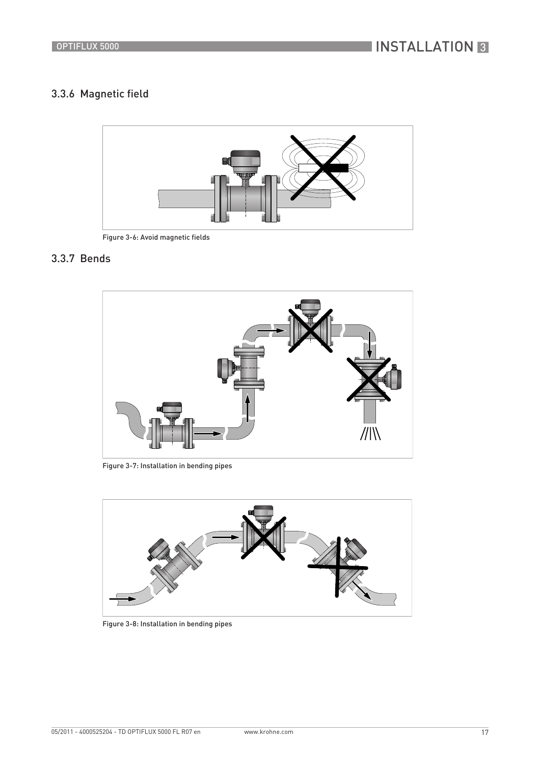### 3.3.6 Magnetic field

Figure 3-6: Avoid magnetic fields

### 3.3.7 Bends

Figure 3-7: Installation in bending pipes

Figure 3-8: Installation in bending pipes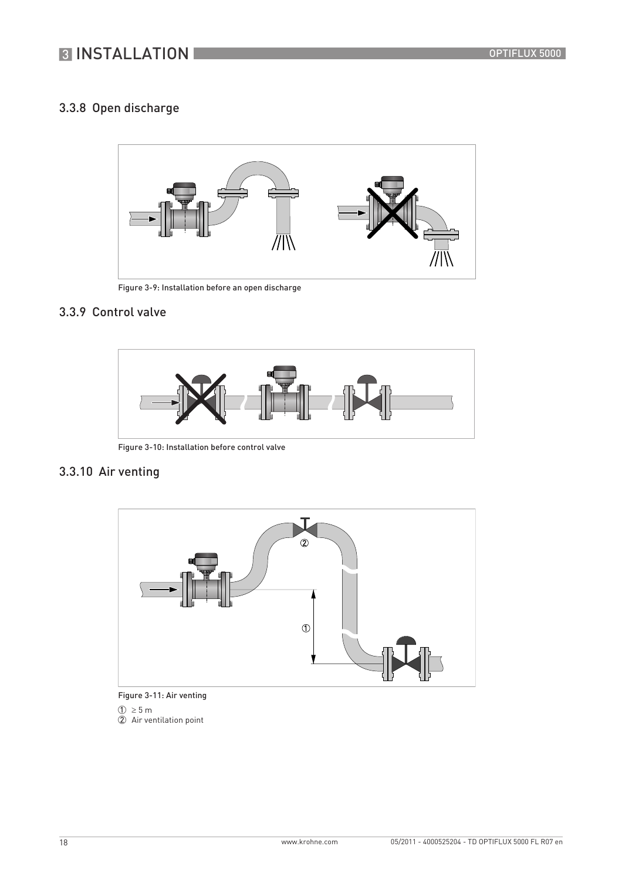### 3.3.8 Open discharge

Figure 3-9: Installation before an open discharge

### 3.3.9 Control valve

Figure 3-10: Installation before control valve

### 3.3.10 Air venting

①

②

Figure 3-11: Air venting

① ≥ 5 m
② Air ventilation point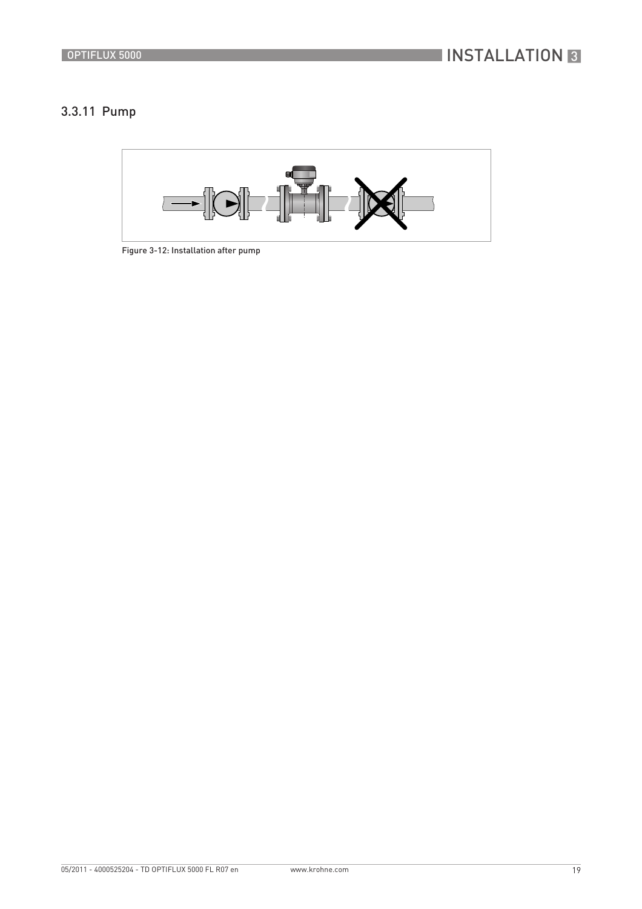### 3.3.11 Pump

Figure 3-12: Installation after pump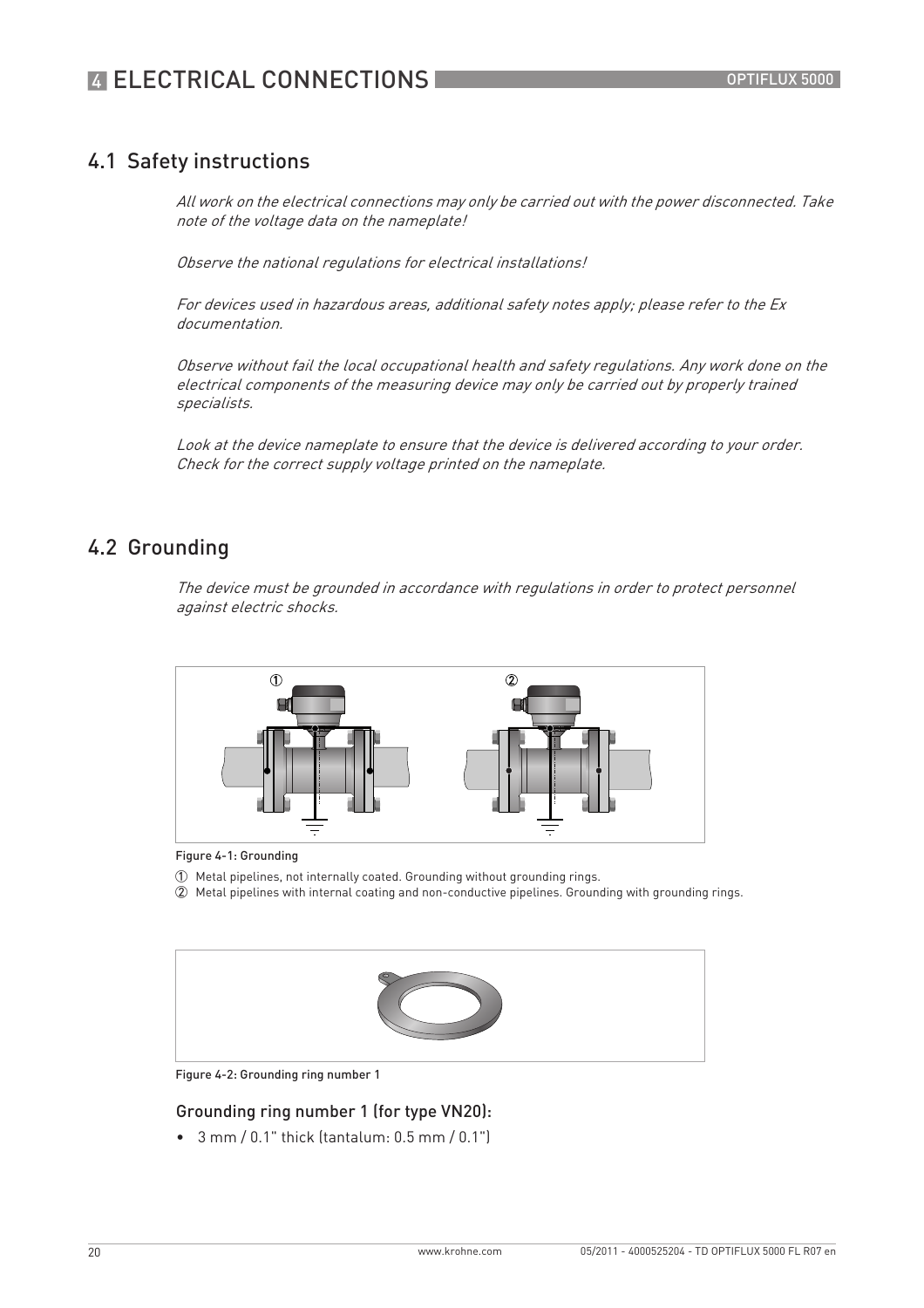## 4.1 Safety instructions

*All work on the electrical connections may only be carried out with the power disconnected. Take note of the voltage data on the nameplate!*

*Observe the national regulations for electrical installations!*

*For devices used in hazardous areas, additional safety notes apply; please refer to the Ex documentation.*

*Observe without fail the local occupational health and safety regulations. Any work done on the electrical components of the measuring device may only be carried out by properly trained specialists.*

*Look at the device nameplate to ensure that the device is delivered according to your order. Check for the correct supply voltage printed on the nameplate.*

## 4.2 Grounding

*The device must be grounded in accordance with regulations in order to protect personnel against electric shocks.*

①

②

Figure 4-1: Grounding

① Metal pipelines, not internally coated. Grounding without grounding rings.
② Metal pipelines with internal coating and non-conductive pipelines. Grounding with grounding rings.

Figure 4-2: Grounding ring number 1

### Grounding ring number 1 (for type VN20):

- 3 mm / 0.1" thick (tantalum: 0.5 mm / 0.1")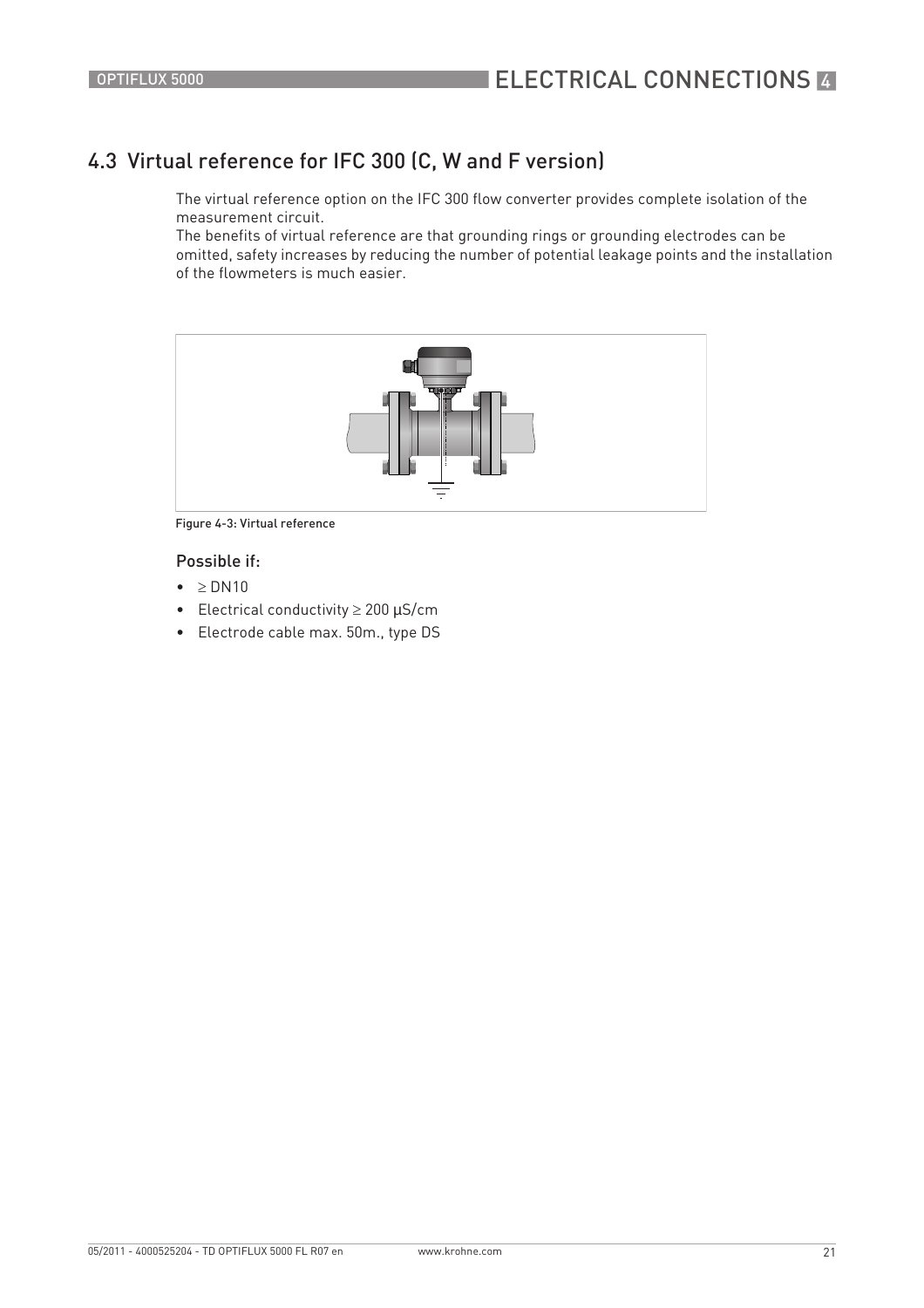## 4.3 Virtual reference for IFC 300 (C, W and F version)

The virtual reference option on the IFC 300 flow converter provides complete isolation of the measurement circuit.
The benefits of virtual reference are that grounding rings or grounding electrodes can be omitted, safety increases by reducing the number of potential leakage points and the installation of the flowmeters is much easier.

Figure 4-3: Virtual reference

### Possible if:

- ≥ DN10
- Electrical conductivity ≥ 200 μS/cm
- Electrode cable max. 50m., type DS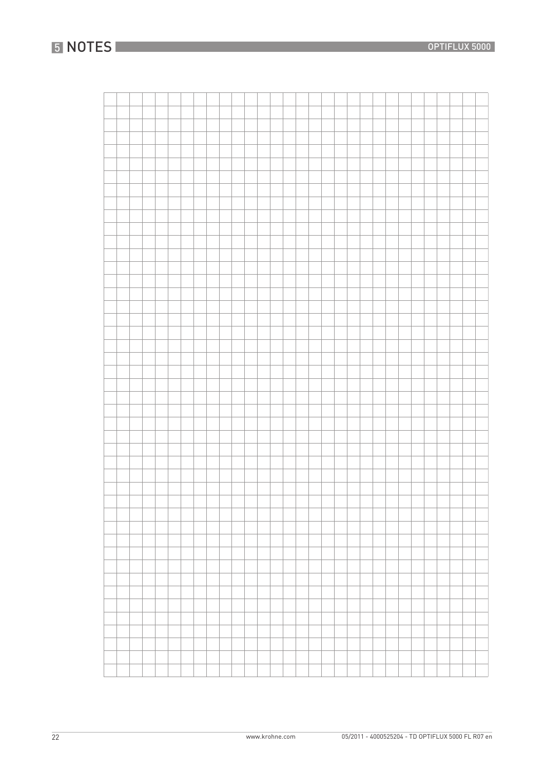# 5 NOTES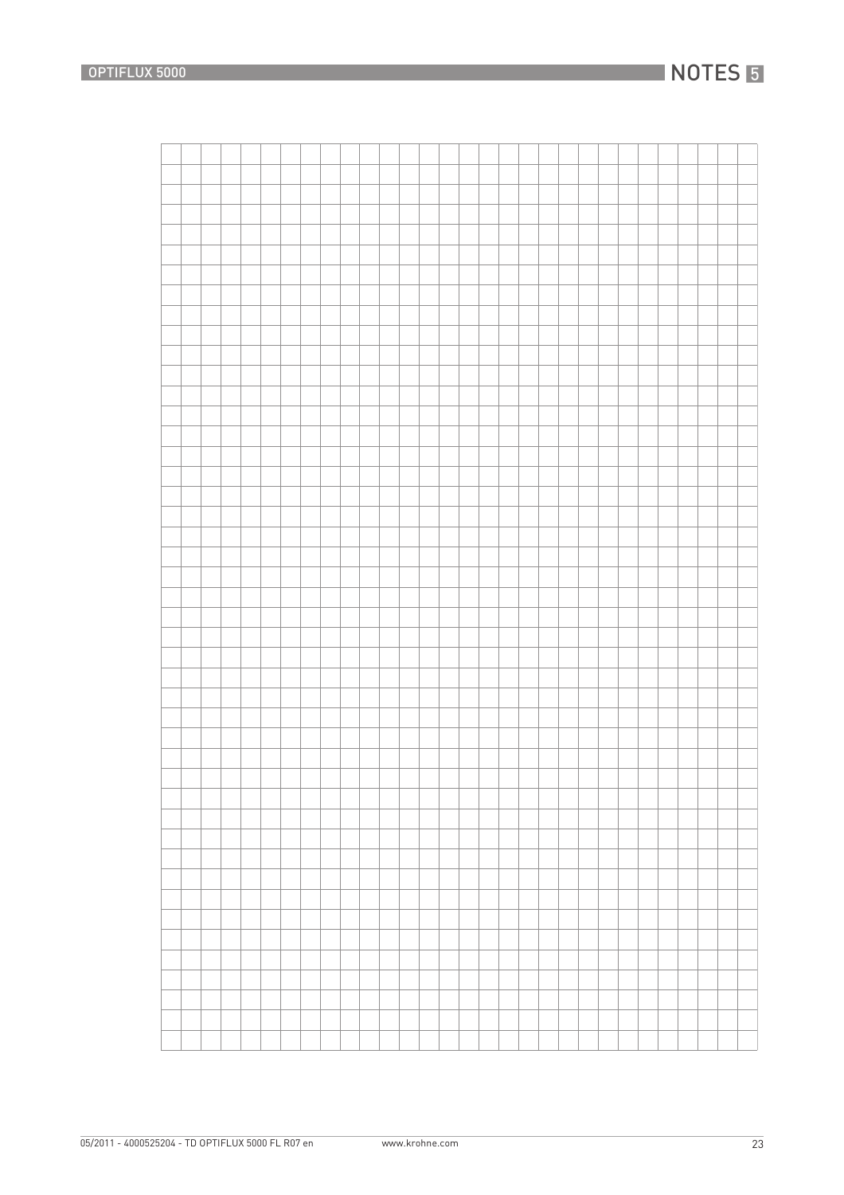# NOTES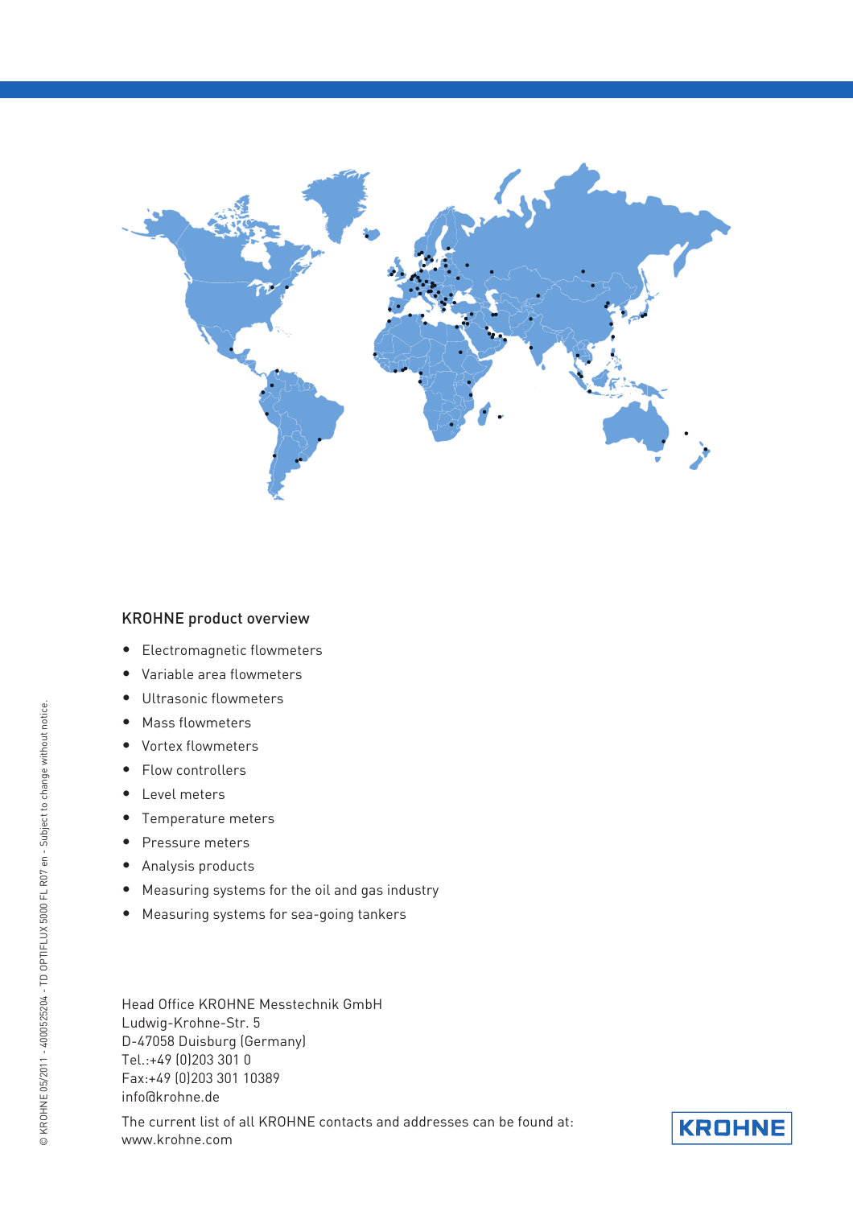## KROHNE product overview

- Electromagnetic flowmeters
- Variable area flowmeters
- Ultrasonic flowmeters
- Mass flowmeters
- Vortex flowmeters
- Flow controllers
- Level meters
- Temperature meters
- Pressure meters
- Analysis products
- Measuring systems for the oil and gas industry
- Measuring systems for sea-going tankers

Head Office KROHNE Messtechnik GmbH
Ludwig-Krohne-Str. 5
D-47058 Duisburg (Germany)
Tel.:+49 (0)203 301 0
Fax:+49 (0)203 301 10389
info@krohne.de

The current list of all KROHNE contacts and addresses can be found at:
www.krohne.com

© KROHNE 05/2011 - 4000525204 - TD OPTIFLUX 5000 FL R07 en - Subject to change without notice.